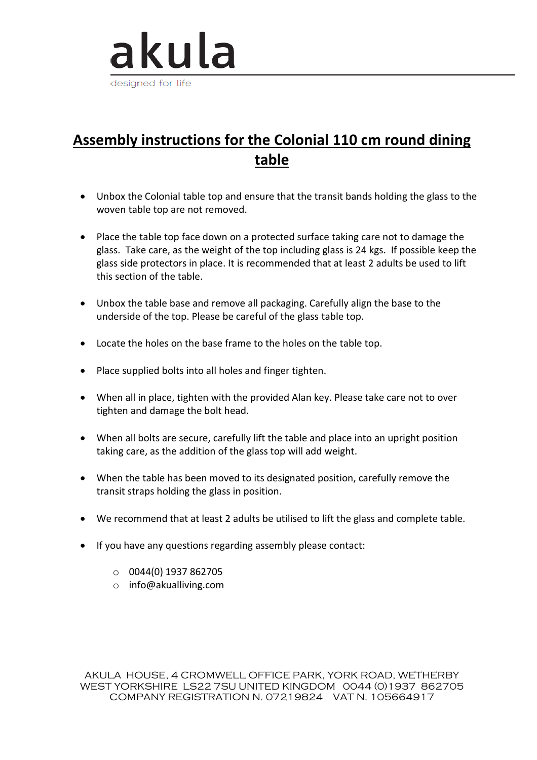akula

designed for life

# Assembly instructions for the Colonial 110 cm round dining table

- Unbox the Colonial table top and ensure that the transit bands holding the glass to the woven table top are not removed.
- Place the table top face down on a protected surface taking care not to damage the glass. Take care, as the weight of the top including glass is 24 kgs. If possible keep the glass side protectors in place. It is recommended that at least 2 adults be used to lift this section of the table.
- Unbox the table base and remove all packaging. Carefully align the base to the underside of the top. Please be careful of the glass table top.
- Locate the holes on the base frame to the holes on the table top.
- Place supplied bolts into all holes and finger tighten.
- When all in place, tighten with the provided Alan key. Please take care not to over tighten and damage the bolt head.
- When all bolts are secure, carefully lift the table and place into an upright position taking care, as the addition of the glass top will add weight.
- When the table has been moved to its designated position, carefully remove the transit straps holding the glass in position.
- We recommend that at least 2 adults be utilised to lift the glass and complete table.
- If you have any questions regarding assembly please contact:
    - 0044(0) 1937 862705
    - info@akualliving.com

AKULA HOUSE, 4 CROMWELL OFFICE PARK, YORK ROAD, WETHERBY
WEST YORKSHIRE LS22 7SU UNITED KINGDOM 0044 (0)1937 862705
COMPANY REGISTRATION N. 07219824 VAT N. 105664917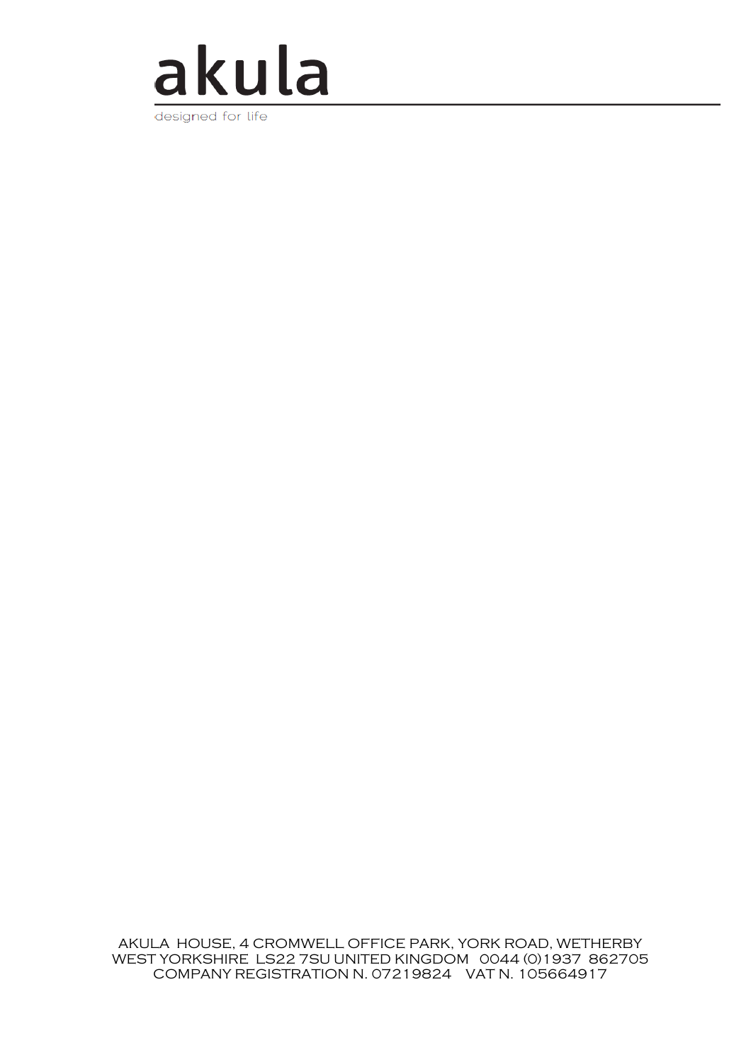akula

designed for life

AKULA HOUSE, 4 CROMWELL OFFICE PARK, YORK ROAD, WETHERBY
WEST YORKSHIRE LS22 7SU UNITED KINGDOM 0044 (0)1937 862705
COMPANY REGISTRATION N. 07219824 VAT N. 105664917